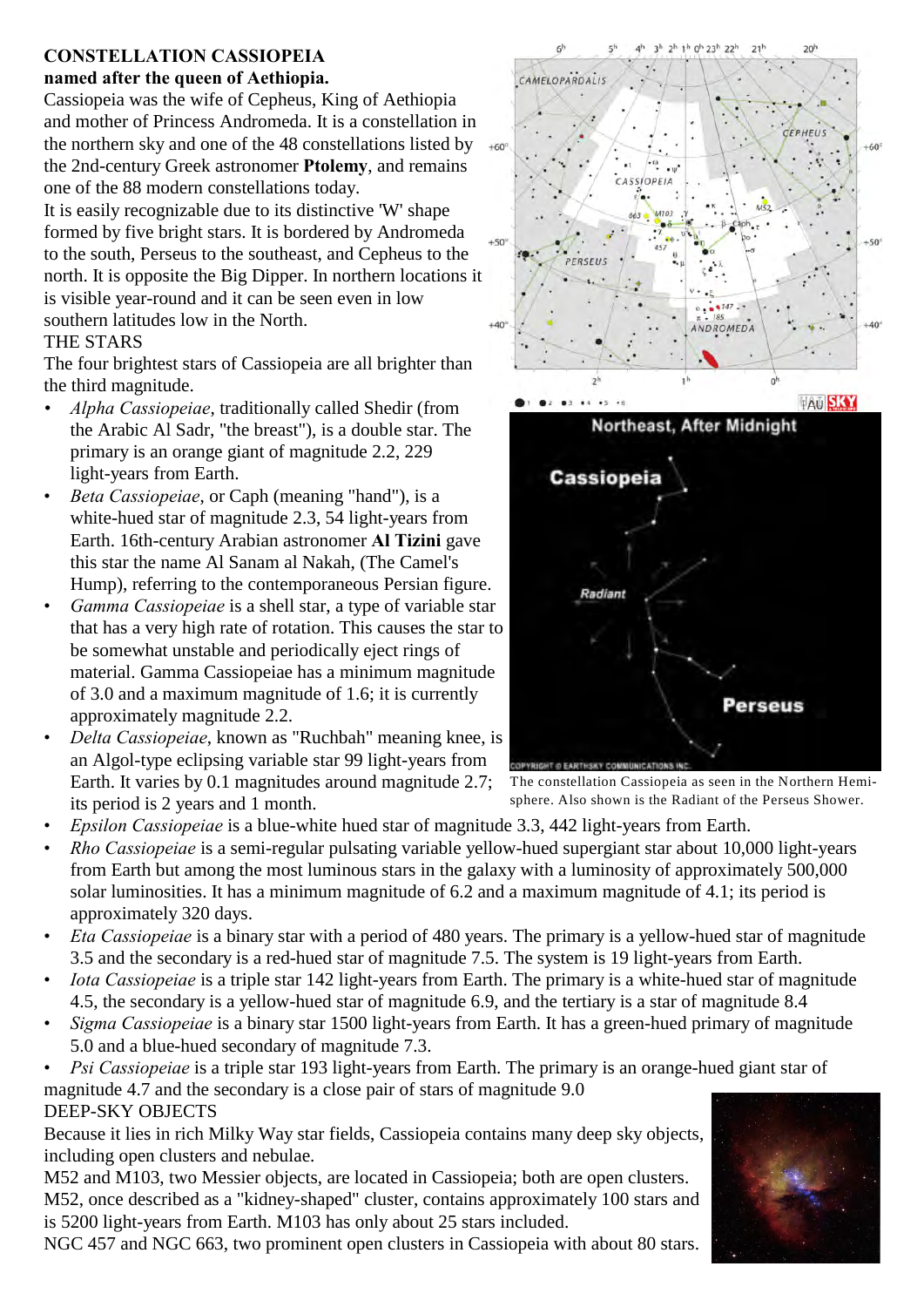**CONSTELLATION CASSIOPEIA**

**named after the queen of Aethiopia.**

Cassiopeia was the wife of Cepheus, King of Aethiopia and mother of Princess Andromeda. It is a constellation in the northern sky and one of the 48 constellations listed by the 2nd-century Greek astronomer **Ptolemy**, and remains one of the 88 modern constellations today.

It is easily recognizable due to its distinctive 'W' shape formed by five bright stars. It is bordered by Andromeda to the south, Perseus to the southeast, and Cepheus to the north. It is opposite the Big Dipper. In northern locations it is visible year-round and it can be seen even in low southern latitudes low in the North.

THE STARS

The four brightest stars of Cassiopeia are all brighter than the third magnitude.

- *Alpha Cassiopeiae*, traditionally called Shedir (from the Arabic Al Sadr, "the breast"), is a double star. The primary is an orange giant of magnitude 2.2, 229 light-years from Earth.
- *Beta Cassiopeiae*, or Caph (meaning "hand"), is a white-hued star of magnitude 2.3, 54 light-years from Earth. 16th-century Arabian astronomer **Al Tizini** gave this star the name Al Sanam al Nakah, (The Camel's Hump), referring to the contemporaneous Persian figure.
- *Gamma Cassiopeiae* is a shell star, a type of variable star that has a very high rate of rotation. This causes the star to be somewhat unstable and periodically eject rings of material. Gamma Cassiopeiae has a minimum magnitude of 3.0 and a maximum magnitude of 1.6; it is currently approximately magnitude 2.2.
- *Delta Cassiopeiae*, known as "Ruchbah" meaning knee, is an Algol-type eclipsing variable star 99 light-years from Earth. It varies by 0.1 magnitudes around magnitude 2.7; its period is 2 years and 1 month.
- *Epsilon Cassiopeiae* is a blue-white hued star of magnitude 3.3, 442 light-years from Earth.
- *Rho Cassiopeiae* is a semi-regular pulsating variable yellow-hued supergiant star about 10,000 light-years from Earth but among the most luminous stars in the galaxy with a luminosity of approximately 500,000 solar luminosities. It has a minimum magnitude of 6.2 and a maximum magnitude of 4.1; its period is approximately 320 days.
- *Eta Cassiopeiae* is a binary star with a period of 480 years. The primary is a yellow-hued star of magnitude 3.5 and the secondary is a red-hued star of magnitude 7.5. The system is 19 light-years from Earth.
- *Iota Cassiopeiae* is a triple star 142 light-years from Earth. The primary is a white-hued star of magnitude 4.5, the secondary is a yellow-hued star of magnitude 6.9, and the tertiary is a star of magnitude 8.4
- *Sigma Cassiopeiae* is a binary star 1500 light-years from Earth. It has a green-hued primary of magnitude 5.0 and a blue-hued secondary of magnitude 7.3.
- *Psi Cassiopeiae* is a triple star 193 light-years from Earth. The primary is an orange-hued giant star of magnitude 4.7 and the secondary is a close pair of stars of magnitude 9.0

The constellation Cassiopeia as seen in the Northern Hemisphere. Also shown is the Radiant of the Perseus Shower.

DEEP-SKY OBJECTS

Because it lies in rich Milky Way star fields, Cassiopeia contains many deep sky objects, including open clusters and nebulae.

M52 and M103, two Messier objects, are located in Cassiopeia; both are open clusters. M52, once described as a "kidney-shaped" cluster, contains approximately 100 stars and is 5200 light-years from Earth. M103 has only about 25 stars included.

NGC 457 and NGC 663, two prominent open clusters in Cassiopeia with about 80 stars.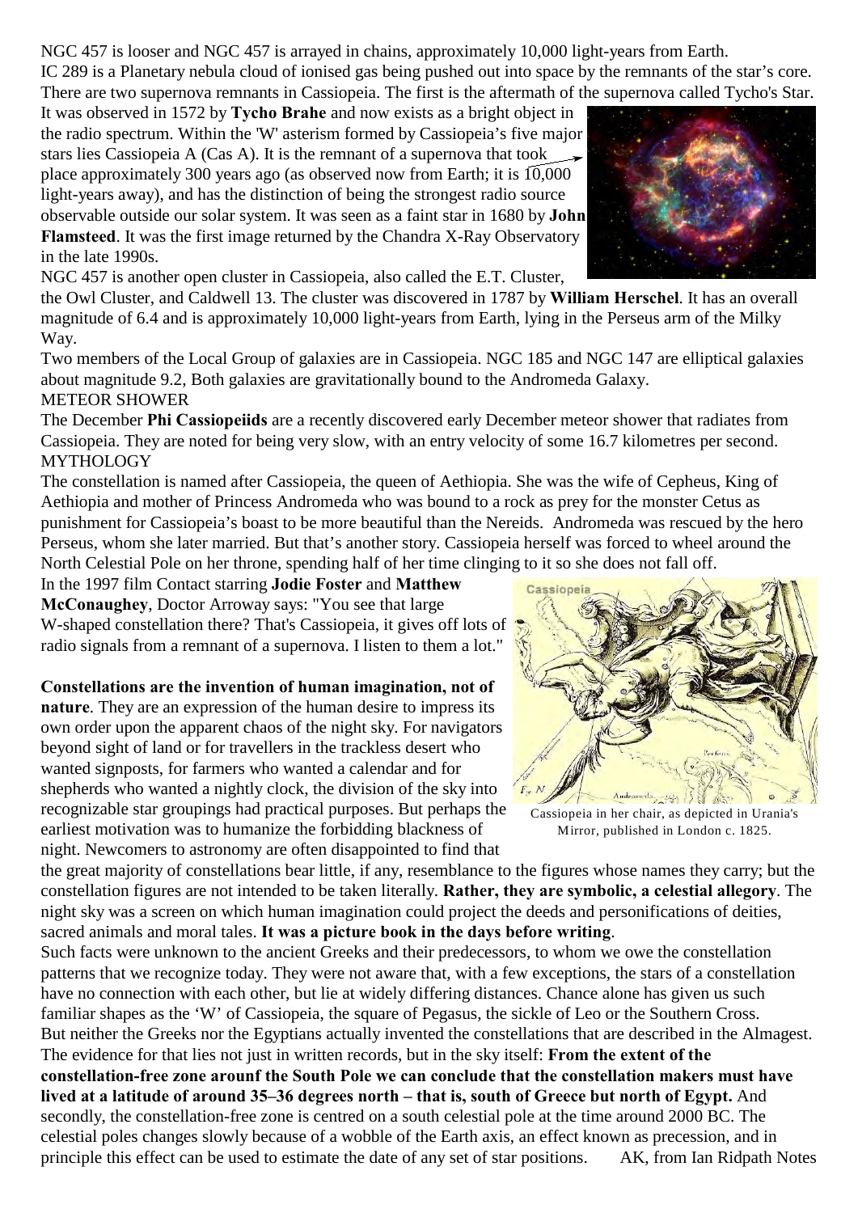NGC 457 is looser and NGC 457 is arrayed in chains, approximately 10,000 light-years from Earth.
IC 289 is a Planetary nebula cloud of ionised gas being pushed out into space by the remnants of the star's core.
There are two supernova remnants in Cassiopeia. The first is the aftermath of the supernova called Tycho's Star. It was observed in 1572 by **Tycho Brahe** and now exists as a bright object in the radio spectrum. Within the 'W' asterism formed by Cassiopeia's five major stars lies Cassiopeia A (Cas A). It is the remnant of a supernova that took place approximately 300 years ago (as observed now from Earth; it is 10,000 light-years away), and has the distinction of being the strongest radio source observable outside our solar system. It was seen as a faint star in 1680 by **John Flamsteed**. It was the first image returned by the Chandra X-Ray Observatory in the late 1990s.
NGC 457 is another open cluster in Cassiopeia, also called the E.T. Cluster, the Owl Cluster, and Caldwell 13. The cluster was discovered in 1787 by **William Herschel**. It has an overall magnitude of 6.4 and is approximately 10,000 light-years from Earth, lying in the Perseus arm of the Milky Way.
Two members of the Local Group of galaxies are in Cassiopeia. NGC 185 and NGC 147 are elliptical galaxies about magnitude 9.2, Both galaxies are gravitationally bound to the Andromeda Galaxy.

METEOR SHOWER

The December **Phi Cassiopeiids** are a recently discovered early December meteor shower that radiates from Cassiopeia. They are noted for being very slow, with an entry velocity of some 16.7 kilometres per second.

MYTHOLOGY

The constellation is named after Cassiopeia, the queen of Aethiopia. She was the wife of Cepheus, King of Aethiopia and mother of Princess Andromeda who was bound to a rock as prey for the monster Cetus as punishment for Cassiopeia's boast to be more beautiful than the Nereids. Andromeda was rescued by the hero Perseus, whom she later married. But that's another story. Cassiopeia herself was forced to wheel around the North Celestial Pole on her throne, spending half of her time clinging to it so she does not fall off.
In the 1997 film Contact starring **Jodie Foster** and **Matthew McConaughey**, Doctor Arroway says: "You see that large W-shaped constellation there? That's Cassiopeia, it gives off lots of radio signals from a remnant of a supernova. I listen to them a lot."

Cassiopeia in her chair, as depicted in Urania's Mirror, published in London c. 1825.

**Constellations are the invention of human imagination, not of nature**. They are an expression of the human desire to impress its own order upon the apparent chaos of the night sky. For navigators beyond sight of land or for travellers in the trackless desert who wanted signposts, for farmers who wanted a calendar and for shepherds who wanted a nightly clock, the division of the sky into recognizable star groupings had practical purposes. But perhaps the earliest motivation was to humanize the forbidding blackness of night. Newcomers to astronomy are often disappointed to find that the great majority of constellations bear little, if any, resemblance to the figures whose names they carry; but the constellation figures are not intended to be taken literally. **Rather, they are symbolic, a celestial allegory**. The night sky was a screen on which human imagination could project the deeds and personifications of deities, sacred animals and moral tales. **It was a picture book in the days before writing**.
Such facts were unknown to the ancient Greeks and their predecessors, to whom we owe the constellation patterns that we recognize today. They were not aware that, with a few exceptions, the stars of a constellation have no connection with each other, but lie at widely differing distances. Chance alone has given us such familiar shapes as the 'W' of Cassiopeia, the square of Pegasus, the sickle of Leo or the Southern Cross.
But neither the Greeks nor the Egyptians actually invented the constellations that are described in the Almagest. The evidence for that lies not just in written records, but in the sky itself: **From the extent of the constellation-free zone arounf the South Pole we can conclude that the constellation makers must have lived at a latitude of around 35–36 degrees north – that is, south of Greece but north of Egypt.** And secondly, the constellation-free zone is centred on a south celestial pole at the time around 2000 BC. The celestial poles changes slowly because of a wobble of the Earth axis, an effect known as precession, and in principle this effect can be used to estimate the date of any set of star positions. AK, from Ian Ridpath Notes